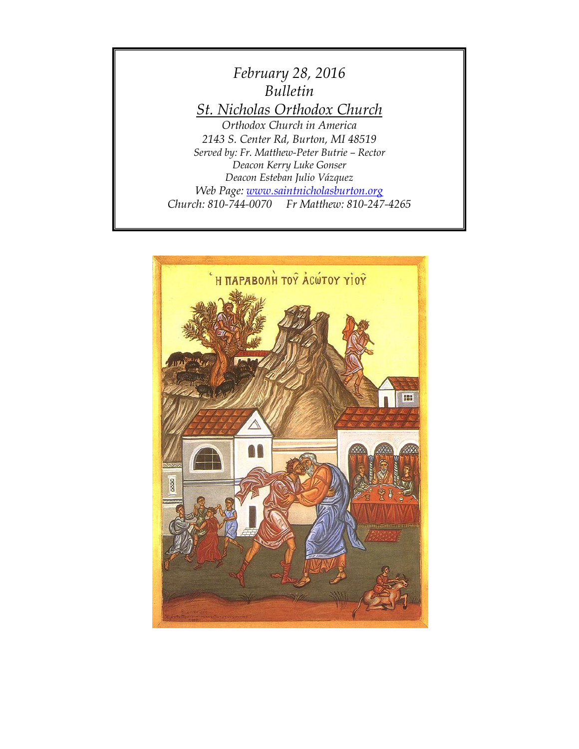*February 28, 2016*
*Bulletin*

*St. Nicholas Orthodox Church*

*Orthodox Church in America*
*2143 S. Center Rd, Burton, MI 48519*
*Served by: Fr. Matthew-Peter Butrie – Rector*
*Deacon Kerry Luke Gonser*
*Deacon Esteban Julio Vázquez*
*Web Page: [www.saintnicholasburton.org](http://www.saintnicholasburton.org)*
*Church: 810-744-0070     Fr Matthew: 810-247-4265*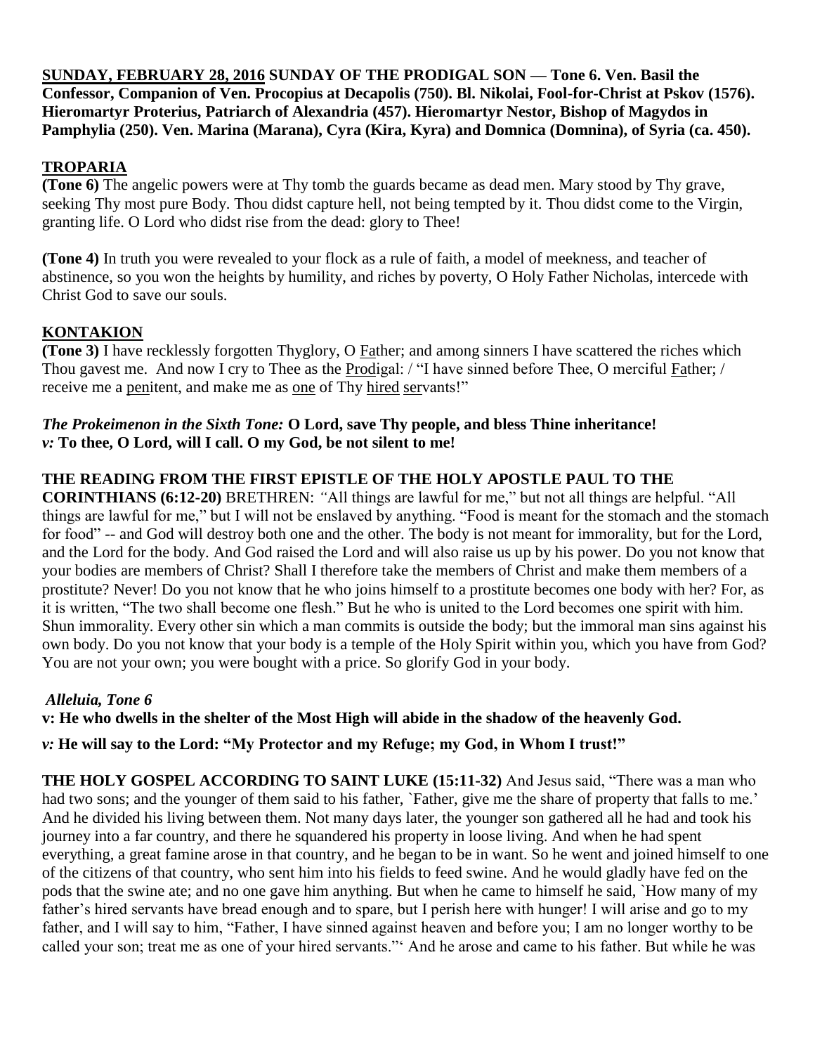**SUNDAY, FEBRUARY 28, 2016 SUNDAY OF THE PRODIGAL SON — Tone 6. Ven. Basil the Confessor, Companion of Ven. Procopius at Decapolis (750). Bl. Nikolai, Fool-for-Christ at Pskov (1576). Hieromartyr Proterius, Patriarch of Alexandria (457). Hieromartyr Nestor, Bishop of Magydos in Pamphylia (250). Ven. Marina (Marana), Cyra (Kira, Kyra) and Domnica (Domnina), of Syria (ca. 450).**

## TROPARIA

**(Tone 6)** The angelic powers were at Thy tomb the guards became as dead men. Mary stood by Thy grave, seeking Thy most pure Body. Thou didst capture hell, not being tempted by it. Thou didst come to the Virgin, granting life. O Lord who didst rise from the dead: glory to Thee!

**(Tone 4)** In truth you were revealed to your flock as a rule of faith, a model of meekness, and teacher of abstinence, so you won the heights by humility, and riches by poverty, O Holy Father Nicholas, intercede with Christ God to save our souls.

## KONTAKION

**(Tone 3)** I have recklessly forgotten Thyglory, O Father; and among sinners I have scattered the riches which Thou gavest me. And now I cry to Thee as the Prodigal: / "I have sinned before Thee, O merciful Father; / receive me a penitent, and make me as one of Thy hired servants!"

***The Prokeimenon in the Sixth Tone:*** **O Lord, save Thy people, and bless Thine inheritance!**
***v:*** **To thee, O Lord, will I call. O my God, be not silent to me!**

**THE READING FROM THE FIRST EPISTLE OF THE HOLY APOSTLE PAUL TO THE CORINTHIANS (6:12-20)** BRETHREN: "All things are lawful for me," but not all things are helpful. "All things are lawful for me," but I will not be enslaved by anything. "Food is meant for the stomach and the stomach for food" -- and God will destroy both one and the other. The body is not meant for immorality, but for the Lord, and the Lord for the body. And God raised the Lord and will also raise us up by his power. Do you not know that your bodies are members of Christ? Shall I therefore take the members of Christ and make them members of a prostitute? Never! Do you not know that he who joins himself to a prostitute becomes one body with her? For, as it is written, "The two shall become one flesh." But he who is united to the Lord becomes one spirit with him. Shun immorality. Every other sin which a man commits is outside the body; but the immoral man sins against his own body. Do you not know that your body is a temple of the Holy Spirit within you, which you have from God? You are not your own; you were bought with a price. So glorify God in your body.

***Alleluia, Tone 6***

**v: He who dwells in the shelter of the Most High will abide in the shadow of the heavenly God.**

***v:*** **He will say to the Lord: "My Protector and my Refuge; my God, in Whom I trust!"**

**THE HOLY GOSPEL ACCORDING TO SAINT LUKE (15:11-32)** And Jesus said, "There was a man who had two sons; and the younger of them said to his father, `Father, give me the share of property that falls to me.' And he divided his living between them. Not many days later, the younger son gathered all he had and took his journey into a far country, and there he squandered his property in loose living. And when he had spent everything, a great famine arose in that country, and he began to be in want. So he went and joined himself to one of the citizens of that country, who sent him into his fields to feed swine. And he would gladly have fed on the pods that the swine ate; and no one gave him anything. But when he came to himself he said, `How many of my father's hired servants have bread enough and to spare, but I perish here with hunger! I will arise and go to my father, and I will say to him, "Father, I have sinned against heaven and before you; I am no longer worthy to be called your son; treat me as one of your hired servants."' And he arose and came to his father. But while he was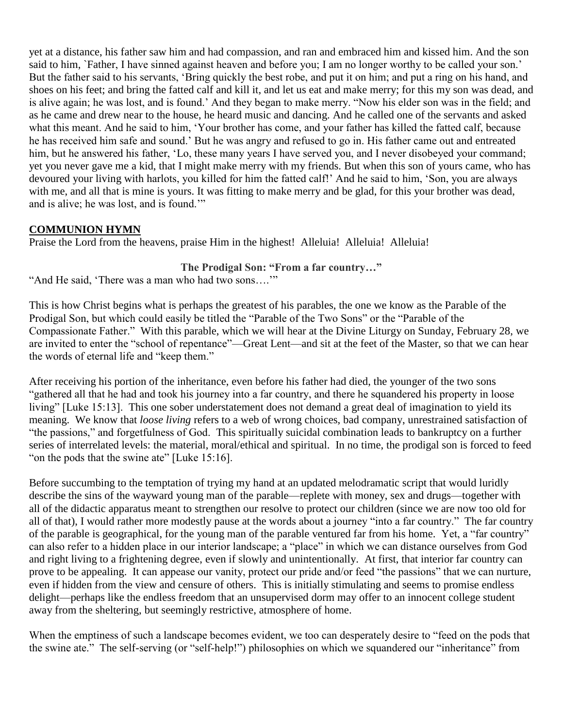yet at a distance, his father saw him and had compassion, and ran and embraced him and kissed him. And the son said to him, `Father, I have sinned against heaven and before you; I am no longer worthy to be called your son.' But the father said to his servants, 'Bring quickly the best robe, and put it on him; and put a ring on his hand, and shoes on his feet; and bring the fatted calf and kill it, and let us eat and make merry; for this my son was dead, and is alive again; he was lost, and is found.' And they began to make merry. "Now his elder son was in the field; and as he came and drew near to the house, he heard music and dancing. And he called one of the servants and asked what this meant. And he said to him, 'Your brother has come, and your father has killed the fatted calf, because he has received him safe and sound.' But he was angry and refused to go in. His father came out and entreated him, but he answered his father, 'Lo, these many years I have served you, and I never disobeyed your command; yet you never gave me a kid, that I might make merry with my friends. But when this son of yours came, who has devoured your living with harlots, you killed for him the fatted calf!' And he said to him, 'Son, you are always with me, and all that is mine is yours. It was fitting to make merry and be glad, for this your brother was dead, and is alive; he was lost, and is found.'"

## COMMUNION HYMN

Praise the Lord from the heavens, praise Him in the highest! Alleluia! Alleluia! Alleluia!

### The Prodigal Son: "From a far country…"

"And He said, 'There was a man who had two sons….'"

This is how Christ begins what is perhaps the greatest of his parables, the one we know as the Parable of the Prodigal Son, but which could easily be titled the "Parable of the Two Sons" or the "Parable of the Compassionate Father." With this parable, which we will hear at the Divine Liturgy on Sunday, February 28, we are invited to enter the "school of repentance"—Great Lent—and sit at the feet of the Master, so that we can hear the words of eternal life and "keep them."

After receiving his portion of the inheritance, even before his father had died, the younger of the two sons "gathered all that he had and took his journey into a far country, and there he squandered his property in loose living" [Luke 15:13]. This one sober understatement does not demand a great deal of imagination to yield its meaning. We know that *loose living* refers to a web of wrong choices, bad company, unrestrained satisfaction of "the passions," and forgetfulness of God. This spiritually suicidal combination leads to bankruptcy on a further series of interrelated levels: the material, moral/ethical and spiritual. In no time, the prodigal son is forced to feed "on the pods that the swine ate" [Luke 15:16].

Before succumbing to the temptation of trying my hand at an updated melodramatic script that would luridly describe the sins of the wayward young man of the parable—replete with money, sex and drugs—together with all of the didactic apparatus meant to strengthen our resolve to protect our children (since we are now too old for all of that), I would rather more modestly pause at the words about a journey "into a far country." The far country of the parable is geographical, for the young man of the parable ventured far from his home. Yet, a "far country" can also refer to a hidden place in our interior landscape; a "place" in which we can distance ourselves from God and right living to a frightening degree, even if slowly and unintentionally. At first, that interior far country can prove to be appealing. It can appease our vanity, protect our pride and/or feed "the passions" that we can nurture, even if hidden from the view and censure of others. This is initially stimulating and seems to promise endless delight—perhaps like the endless freedom that an unsupervised dorm may offer to an innocent college student away from the sheltering, but seemingly restrictive, atmosphere of home.

When the emptiness of such a landscape becomes evident, we too can desperately desire to "feed on the pods that the swine ate." The self-serving (or "self-help!") philosophies on which we squandered our "inheritance" from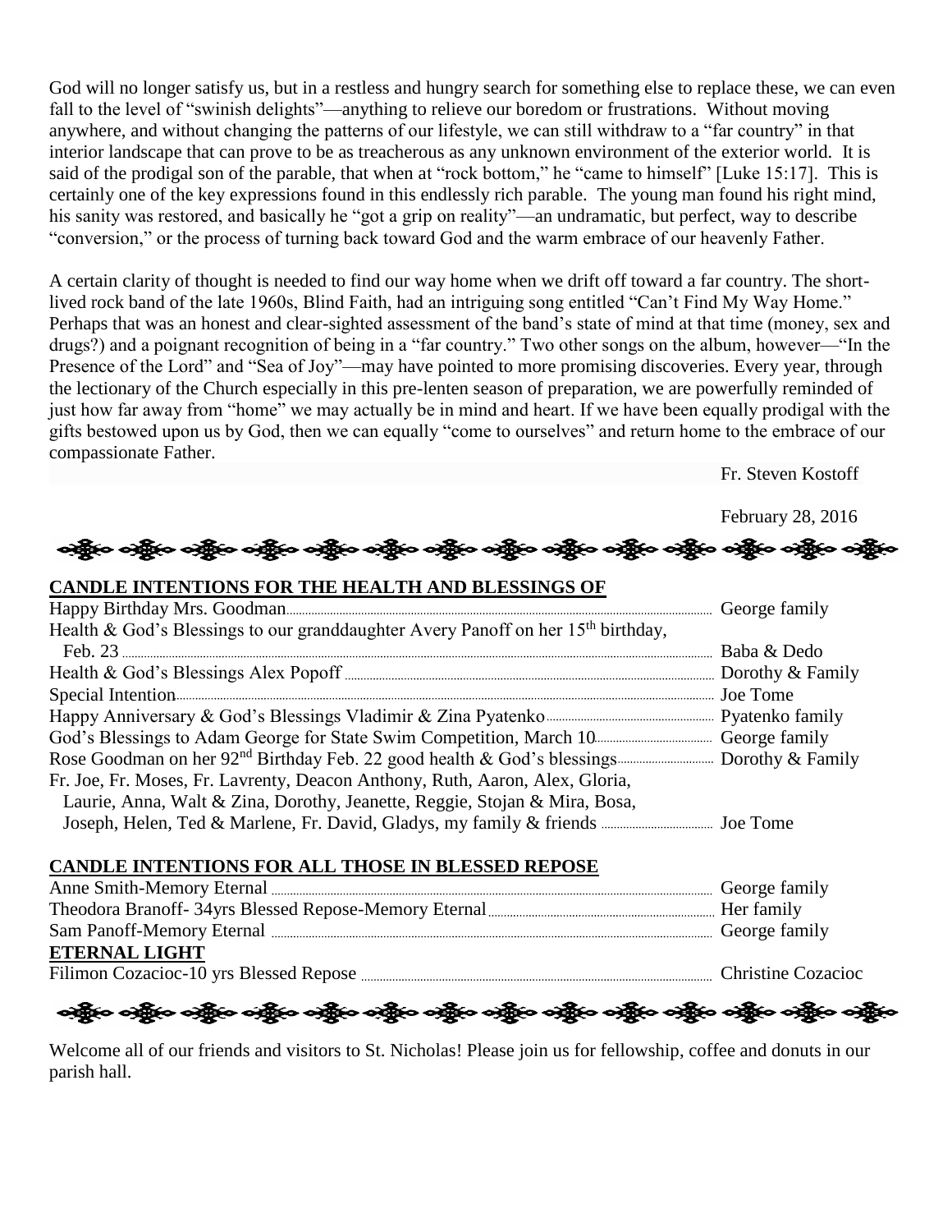God will no longer satisfy us, but in a restless and hungry search for something else to replace these, we can even fall to the level of "swinish delights"—anything to relieve our boredom or frustrations. Without moving anywhere, and without changing the patterns of our lifestyle, we can still withdraw to a "far country" in that interior landscape that can prove to be as treacherous as any unknown environment of the exterior world. It is said of the prodigal son of the parable, that when at "rock bottom," he "came to himself" [Luke 15:17]. This is certainly one of the key expressions found in this endlessly rich parable. The young man found his right mind, his sanity was restored, and basically he "got a grip on reality"—an undramatic, but perfect, way to describe "conversion," or the process of turning back toward God and the warm embrace of our heavenly Father.

A certain clarity of thought is needed to find our way home when we drift off toward a far country. The short-lived rock band of the late 1960s, Blind Faith, had an intriguing song entitled "Can't Find My Way Home." Perhaps that was an honest and clear-sighted assessment of the band's state of mind at that time (money, sex and drugs?) and a poignant recognition of being in a "far country." Two other songs on the album, however—"In the Presence of the Lord" and "Sea of Joy"—may have pointed to more promising discoveries. Every year, through the lectionary of the Church especially in this pre-lenten season of preparation, we are powerfully reminded of just how far away from "home" we may actually be in mind and heart. If we have been equally prodigal with the gifts bestowed upon us by God, then we can equally "come to ourselves" and return home to the embrace of our compassionate Father.

Fr. Steven Kostoff

February 28, 2016

## CANDLE INTENTIONS FOR THE HEALTH AND BLESSINGS OF

| | |
|---|---|
| Happy Birthday Mrs. Goodman | George family |
| Health & God's Blessings to our granddaughter Avery Panoff on her 15th birthday, Feb. 23 | Baba & Dedo |
| Health & God's Blessings Alex Popoff | Dorothy & Family |
| Special Intention | Joe Tome |
| Happy Anniversary & God's Blessings Vladimir & Zina Pyatenko | Pyatenko family |
| God's Blessings to Adam George for State Swim Competition, March 10 | George family |
| Rose Goodman on her 92nd Birthday Feb. 22 good health & God's blessings | Dorothy & Family |
| Fr. Joe, Fr. Moses, Fr. Lavrenty, Deacon Anthony, Ruth, Aaron, Alex, Gloria, Laurie, Anna, Walt & Zina, Dorothy, Jeanette, Reggie, Stojan & Mira, Bosa, Joseph, Helen, Ted & Marlene, Fr. David, Gladys, my family & friends | Joe Tome |

## CANDLE INTENTIONS FOR ALL THOSE IN BLESSED REPOSE

| | |
|---|---|
| Anne Smith-Memory Eternal | George family |
| Theodora Branoff- 34yrs Blessed Repose-Memory Eternal | Her family |
| Sam Panoff-Memory Eternal | George family |

## ETERNAL LIGHT

| | |
|---|---|
| Filimon Cozacioc-10 yrs Blessed Repose | Christine Cozacioc |

Welcome all of our friends and visitors to St. Nicholas! Please join us for fellowship, coffee and donuts in our parish hall.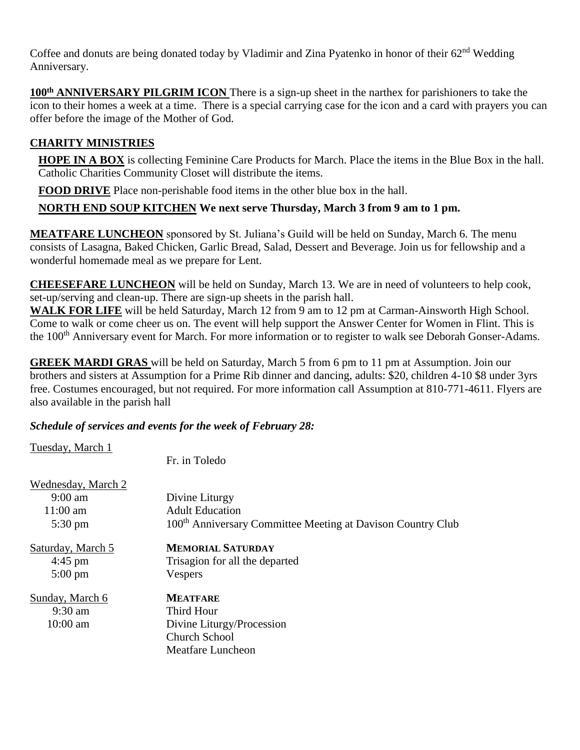Coffee and donuts are being donated today by Vladimir and Zina Pyatenko in honor of their 62nd Wedding Anniversary.

**100th ANNIVERSARY PILGRIM ICON** There is a sign-up sheet in the narthex for parishioners to take the icon to their homes a week at a time. There is a special carrying case for the icon and a card with prayers you can offer before the image of the Mother of God.

**CHARITY MINISTRIES**

**HOPE IN A BOX** is collecting Feminine Care Products for March. Place the items in the Blue Box in the hall. Catholic Charities Community Closet will distribute the items.

**FOOD DRIVE** Place non-perishable food items in the other blue box in the hall.

**NORTH END SOUP KITCHEN We next serve Thursday, March 3 from 9 am to 1 pm.**

**MEATFARE LUNCHEON** sponsored by St. Juliana's Guild will be held on Sunday, March 6. The menu consists of Lasagna, Baked Chicken, Garlic Bread, Salad, Dessert and Beverage. Join us for fellowship and a wonderful homemade meal as we prepare for Lent.

**CHEESEFARE LUNCHEON** will be held on Sunday, March 13. We are in need of volunteers to help cook, set-up/serving and clean-up. There are sign-up sheets in the parish hall.

**WALK FOR LIFE** will be held Saturday, March 12 from 9 am to 12 pm at Carman-Ainsworth High School. Come to walk or come cheer us on. The event will help support the Answer Center for Women in Flint. This is the 100th Anniversary event for March. For more information or to register to walk see Deborah Gonser-Adams.

**GREEK MARDI GRAS** will be held on Saturday, March 5 from 6 pm to 11 pm at Assumption. Join our brothers and sisters at Assumption for a Prime Rib dinner and dancing, adults: $20, children 4-10 $8 under 3yrs free. Costumes encouraged, but not required. For more information call Assumption at 810-771-4611. Flyers are also available in the parish hall

***Schedule of services and events for the week of February 28:***

Tuesday, March 1
Fr. in Toledo

Wednesday, March 2
- 9:00 am — Divine Liturgy
- 11:00 am — Adult Education
- 5:30 pm — 100th Anniversary Committee Meeting at Davison Country Club

Saturday, March 5 — **MEMORIAL SATURDAY**
- 4:45 pm — Trisagion for all the departed
- 5:00 pm — Vespers

Sunday, March 6 — **MEATFARE**
- 9:30 am — Third Hour
- 10:00 am — Divine Liturgy/Procession
  - Church School
  - Meatfare Luncheon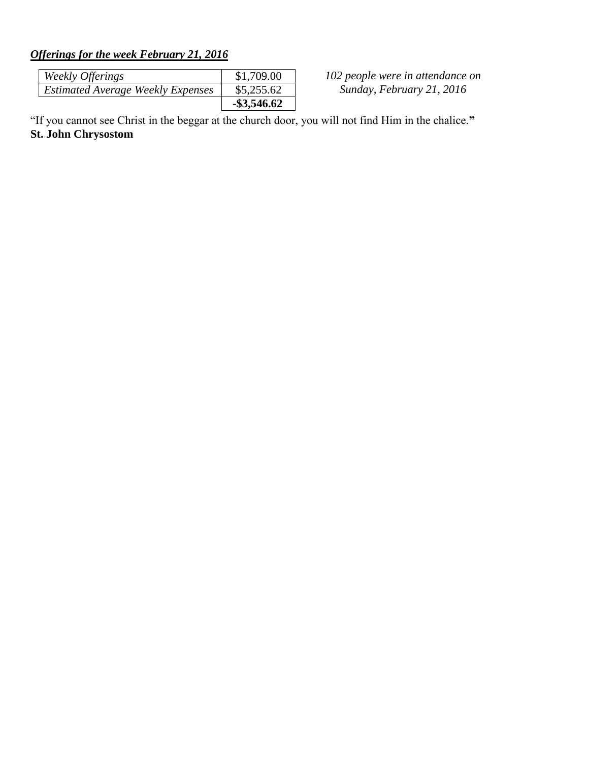***Offerings for the week February 21, 2016***

| | |
|---|---|
| *Weekly Offerings* | $1,709.00 |
| *Estimated Average Weekly Expenses* | $5,255.62 |
| | **-$3,546.62** |

*102 people were in attendance on Sunday, February 21, 2016*

"If you cannot see Christ in the beggar at the church door, you will not find Him in the chalice."
**St. John Chrysostom**